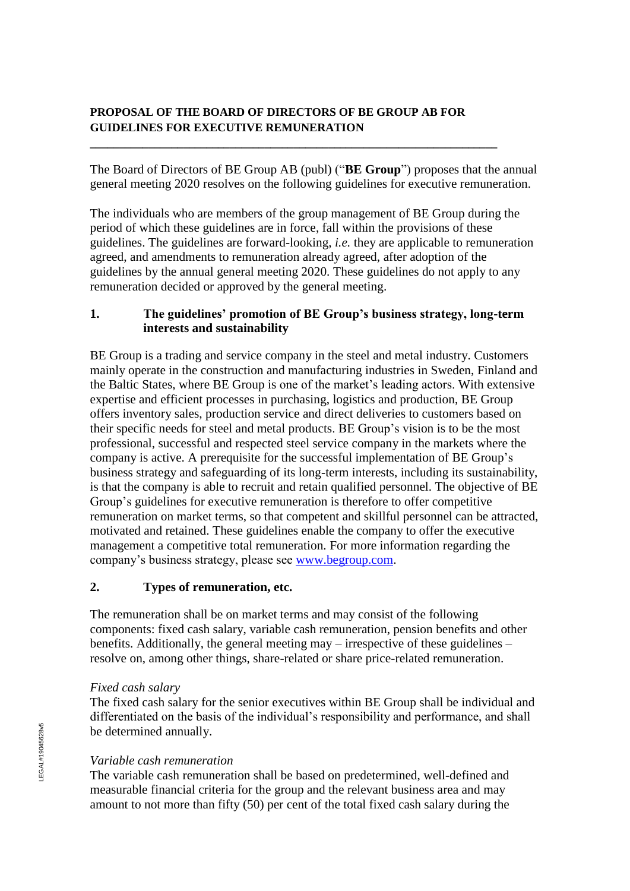# PROPOSAL OF THE BOARD OF DIRECTORS OF BE GROUP AB FOR GUIDELINES FOR EXECUTIVE REMUNERATION

---

The Board of Directors of BE Group AB (publ) ("**BE Group**") proposes that the annual general meeting 2020 resolves on the following guidelines for executive remuneration.

The individuals who are members of the group management of BE Group during the period of which these guidelines are in force, fall within the provisions of these guidelines. The guidelines are forward-looking, *i.e.* they are applicable to remuneration agreed, and amendments to remuneration already agreed, after adoption of the guidelines by the annual general meeting 2020. These guidelines do not apply to any remuneration decided or approved by the general meeting.

## 1. The guidelines' promotion of BE Group's business strategy, long-term interests and sustainability

BE Group is a trading and service company in the steel and metal industry. Customers mainly operate in the construction and manufacturing industries in Sweden, Finland and the Baltic States, where BE Group is one of the market's leading actors. With extensive expertise and efficient processes in purchasing, logistics and production, BE Group offers inventory sales, production service and direct deliveries to customers based on their specific needs for steel and metal products. BE Group's vision is to be the most professional, successful and respected steel service company in the markets where the company is active. A prerequisite for the successful implementation of BE Group's business strategy and safeguarding of its long-term interests, including its sustainability, is that the company is able to recruit and retain qualified personnel. The objective of BE Group's guidelines for executive remuneration is therefore to offer competitive remuneration on market terms, so that competent and skillful personnel can be attracted, motivated and retained. These guidelines enable the company to offer the executive management a competitive total remuneration. For more information regarding the company's business strategy, please see www.begroup.com.

## 2. Types of remuneration, etc.

The remuneration shall be on market terms and may consist of the following components: fixed cash salary, variable cash remuneration, pension benefits and other benefits. Additionally, the general meeting may – irrespective of these guidelines – resolve on, among other things, share-related or share price-related remuneration.

*Fixed cash salary*
The fixed cash salary for the senior executives within BE Group shall be individual and differentiated on the basis of the individual's responsibility and performance, and shall be determined annually.

*Variable cash remuneration*
The variable cash remuneration shall be based on predetermined, well-defined and measurable financial criteria for the group and the relevant business area and may amount to not more than fifty (50) per cent of the total fixed cash salary during the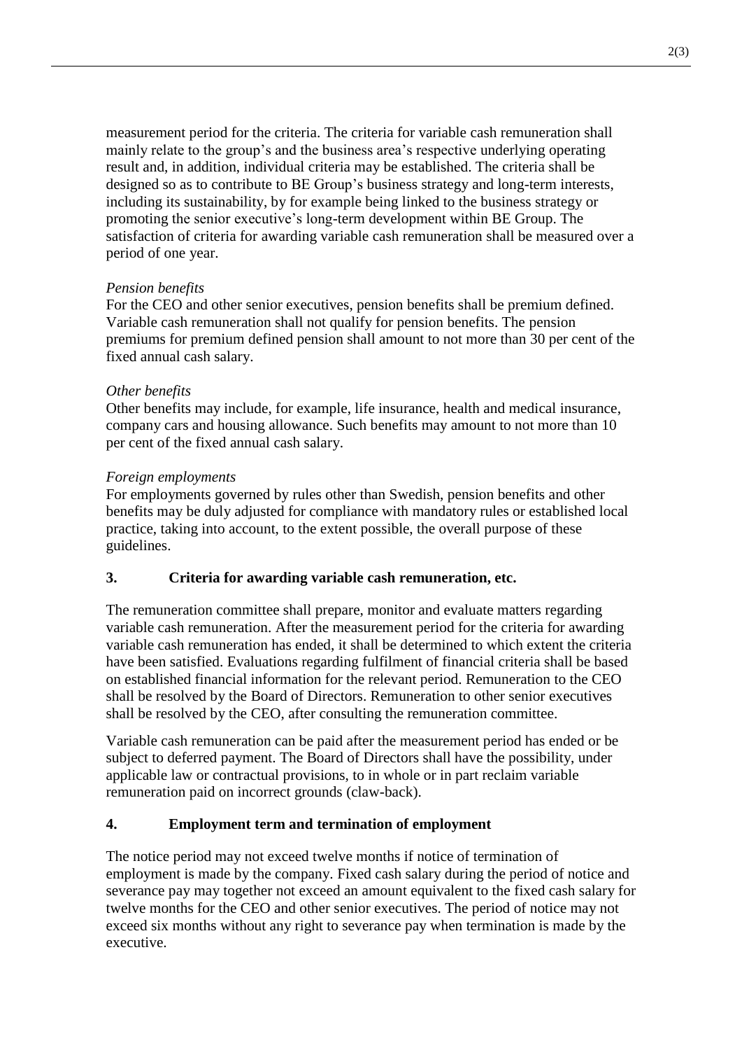measurement period for the criteria. The criteria for variable cash remuneration shall mainly relate to the group's and the business area's respective underlying operating result and, in addition, individual criteria may be established. The criteria shall be designed so as to contribute to BE Group's business strategy and long-term interests, including its sustainability, by for example being linked to the business strategy or promoting the senior executive's long-term development within BE Group. The satisfaction of criteria for awarding variable cash remuneration shall be measured over a period of one year.

*Pension benefits*
For the CEO and other senior executives, pension benefits shall be premium defined. Variable cash remuneration shall not qualify for pension benefits. The pension premiums for premium defined pension shall amount to not more than 30 per cent of the fixed annual cash salary.

*Other benefits*
Other benefits may include, for example, life insurance, health and medical insurance, company cars and housing allowance. Such benefits may amount to not more than 10 per cent of the fixed annual cash salary.

*Foreign employments*
For employments governed by rules other than Swedish, pension benefits and other benefits may be duly adjusted for compliance with mandatory rules or established local practice, taking into account, to the extent possible, the overall purpose of these guidelines.

## 3. Criteria for awarding variable cash remuneration, etc.

The remuneration committee shall prepare, monitor and evaluate matters regarding variable cash remuneration. After the measurement period for the criteria for awarding variable cash remuneration has ended, it shall be determined to which extent the criteria have been satisfied. Evaluations regarding fulfilment of financial criteria shall be based on established financial information for the relevant period. Remuneration to the CEO shall be resolved by the Board of Directors. Remuneration to other senior executives shall be resolved by the CEO, after consulting the remuneration committee.

Variable cash remuneration can be paid after the measurement period has ended or be subject to deferred payment. The Board of Directors shall have the possibility, under applicable law or contractual provisions, to in whole or in part reclaim variable remuneration paid on incorrect grounds (claw-back).

## 4. Employment term and termination of employment

The notice period may not exceed twelve months if notice of termination of employment is made by the company. Fixed cash salary during the period of notice and severance pay may together not exceed an amount equivalent to the fixed cash salary for twelve months for the CEO and other senior executives. The period of notice may not exceed six months without any right to severance pay when termination is made by the executive.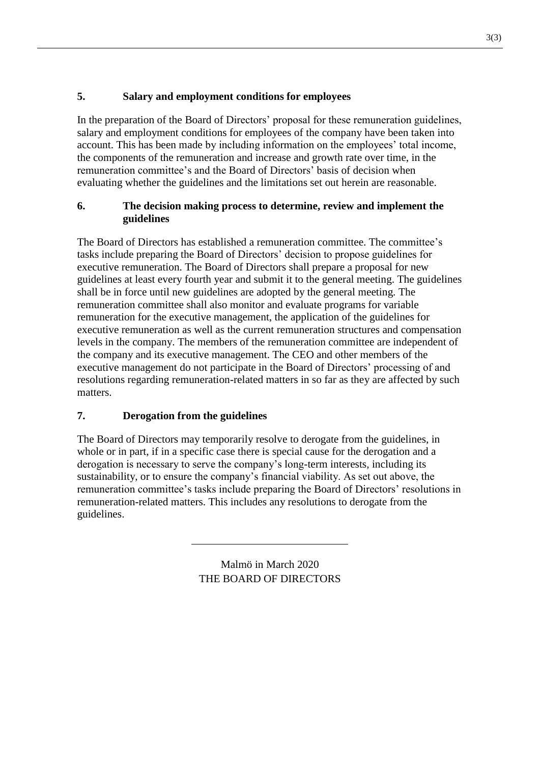## 5. Salary and employment conditions for employees

In the preparation of the Board of Directors' proposal for these remuneration guidelines, salary and employment conditions for employees of the company have been taken into account. This has been made by including information on the employees' total income, the components of the remuneration and increase and growth rate over time, in the remuneration committee's and the Board of Directors' basis of decision when evaluating whether the guidelines and the limitations set out herein are reasonable.

## 6. The decision making process to determine, review and implement the guidelines

The Board of Directors has established a remuneration committee. The committee's tasks include preparing the Board of Directors' decision to propose guidelines for executive remuneration. The Board of Directors shall prepare a proposal for new guidelines at least every fourth year and submit it to the general meeting. The guidelines shall be in force until new guidelines are adopted by the general meeting. The remuneration committee shall also monitor and evaluate programs for variable remuneration for the executive management, the application of the guidelines for executive remuneration as well as the current remuneration structures and compensation levels in the company. The members of the remuneration committee are independent of the company and its executive management. The CEO and other members of the executive management do not participate in the Board of Directors' processing of and resolutions regarding remuneration-related matters in so far as they are affected by such matters.

## 7. Derogation from the guidelines

The Board of Directors may temporarily resolve to derogate from the guidelines, in whole or in part, if in a specific case there is special cause for the derogation and a derogation is necessary to serve the company's long-term interests, including its sustainability, or to ensure the company's financial viability. As set out above, the remuneration committee's tasks include preparing the Board of Directors' resolutions in remuneration-related matters. This includes any resolutions to derogate from the guidelines.

---

Malmö in March 2020
THE BOARD OF DIRECTORS